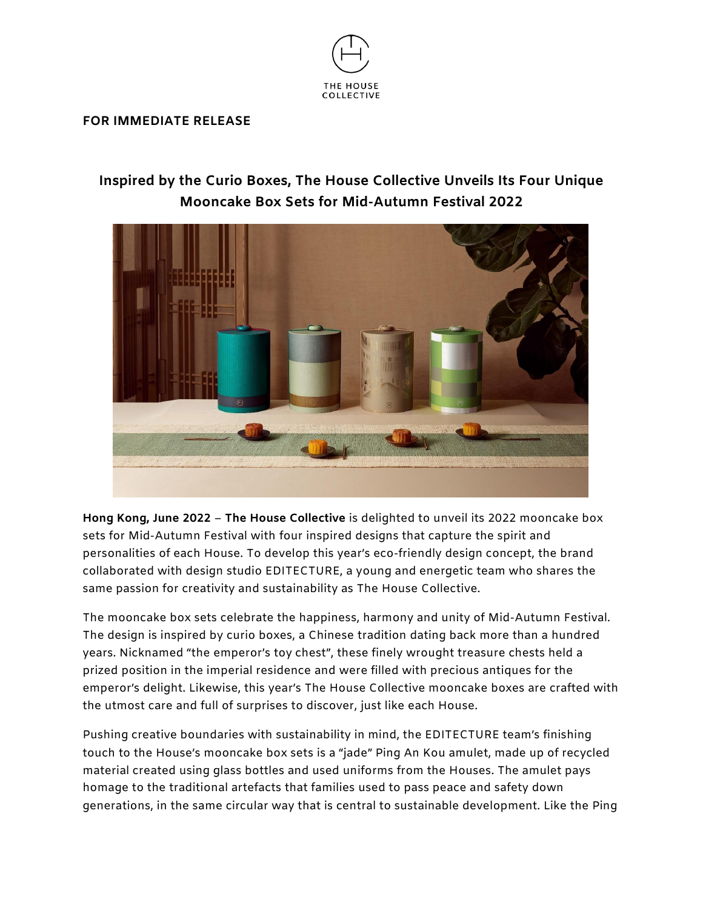THE HOUSE COLLECTIVE

**FOR IMMEDIATE RELEASE**

## Inspired by the Curio Boxes, The House Collective Unveils Its Four Unique Mooncake Box Sets for Mid-Autumn Festival 2022

**Hong Kong, June 2022** – **The House Collective** is delighted to unveil its 2022 mooncake box sets for Mid-Autumn Festival with four inspired designs that capture the spirit and personalities of each House. To develop this year's eco-friendly design concept, the brand collaborated with design studio EDITECTURE, a young and energetic team who shares the same passion for creativity and sustainability as The House Collective.

The mooncake box sets celebrate the happiness, harmony and unity of Mid-Autumn Festival. The design is inspired by curio boxes, a Chinese tradition dating back more than a hundred years. Nicknamed "the emperor's toy chest", these finely wrought treasure chests held a prized position in the imperial residence and were filled with precious antiques for the emperor's delight. Likewise, this year's The House Collective mooncake boxes are crafted with the utmost care and full of surprises to discover, just like each House.

Pushing creative boundaries with sustainability in mind, the EDITECTURE team's finishing touch to the House's mooncake box sets is a "jade" Ping An Kou amulet, made up of recycled material created using glass bottles and used uniforms from the Houses. The amulet pays homage to the traditional artefacts that families used to pass peace and safety down generations, in the same circular way that is central to sustainable development. Like the Ping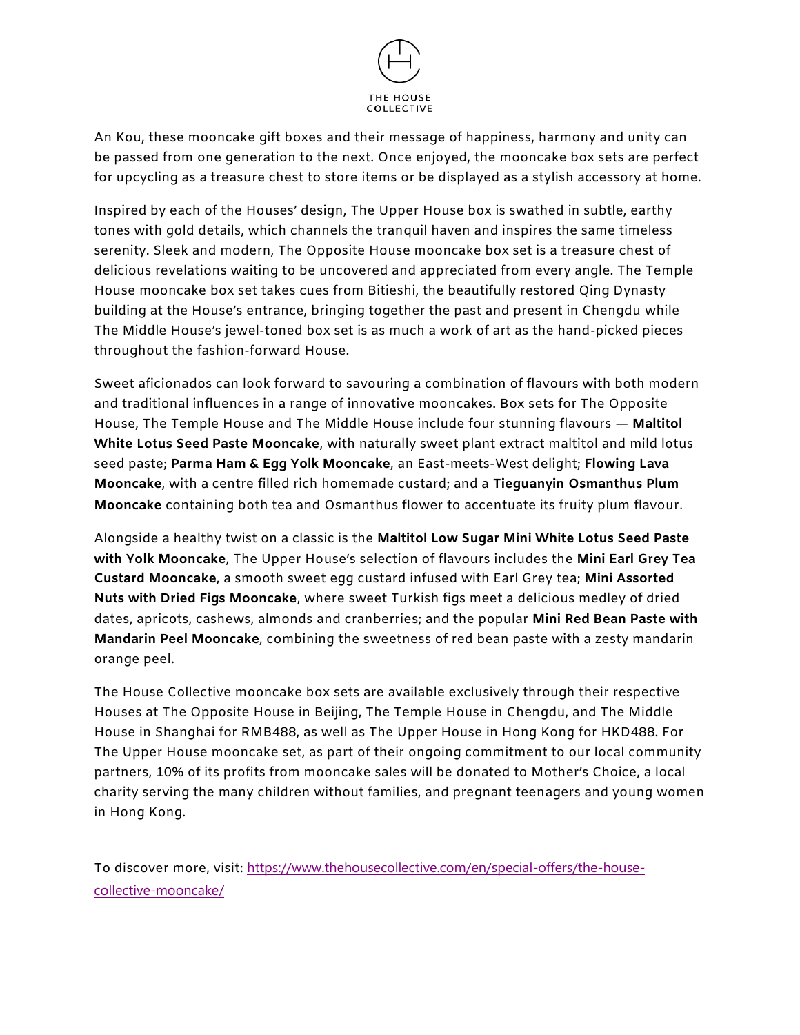An Kou, these mooncake gift boxes and their message of happiness, harmony and unity can be passed from one generation to the next. Once enjoyed, the mooncake box sets are perfect for upcycling as a treasure chest to store items or be displayed as a stylish accessory at home.

Inspired by each of the Houses' design, The Upper House box is swathed in subtle, earthy tones with gold details, which channels the tranquil haven and inspires the same timeless serenity. Sleek and modern, The Opposite House mooncake box set is a treasure chest of delicious revelations waiting to be uncovered and appreciated from every angle. The Temple House mooncake box set takes cues from Bitieshi, the beautifully restored Qing Dynasty building at the House's entrance, bringing together the past and present in Chengdu while The Middle House's jewel-toned box set is as much a work of art as the hand-picked pieces throughout the fashion-forward House.

Sweet aficionados can look forward to savouring a combination of flavours with both modern and traditional influences in a range of innovative mooncakes. Box sets for The Opposite House, The Temple House and The Middle House include four stunning flavours — **Maltitol White Lotus Seed Paste Mooncake**, with naturally sweet plant extract maltitol and mild lotus seed paste; **Parma Ham & Egg Yolk Mooncake**, an East-meets-West delight; **Flowing Lava Mooncake**, with a centre filled rich homemade custard; and a **Tieguanyin Osmanthus Plum Mooncake** containing both tea and Osmanthus flower to accentuate its fruity plum flavour.

Alongside a healthy twist on a classic is the **Maltitol Low Sugar Mini White Lotus Seed Paste with Yolk Mooncake**, The Upper House's selection of flavours includes the **Mini Earl Grey Tea Custard Mooncake**, a smooth sweet egg custard infused with Earl Grey tea; **Mini Assorted Nuts with Dried Figs Mooncake**, where sweet Turkish figs meet a delicious medley of dried dates, apricots, cashews, almonds and cranberries; and the popular **Mini Red Bean Paste with Mandarin Peel Mooncake**, combining the sweetness of red bean paste with a zesty mandarin orange peel.

The House Collective mooncake box sets are available exclusively through their respective Houses at The Opposite House in Beijing, The Temple House in Chengdu, and The Middle House in Shanghai for RMB488, as well as The Upper House in Hong Kong for HKD488. For The Upper House mooncake set, as part of their ongoing commitment to our local community partners, 10% of its profits from mooncake sales will be donated to Mother's Choice, a local charity serving the many children without families, and pregnant teenagers and young women in Hong Kong.

To discover more, visit: [https://www.thehousecollective.com/en/special-offers/the-house-collective-mooncake/](https://www.thehousecollective.com/en/special-offers/the-house-collective-mooncake/)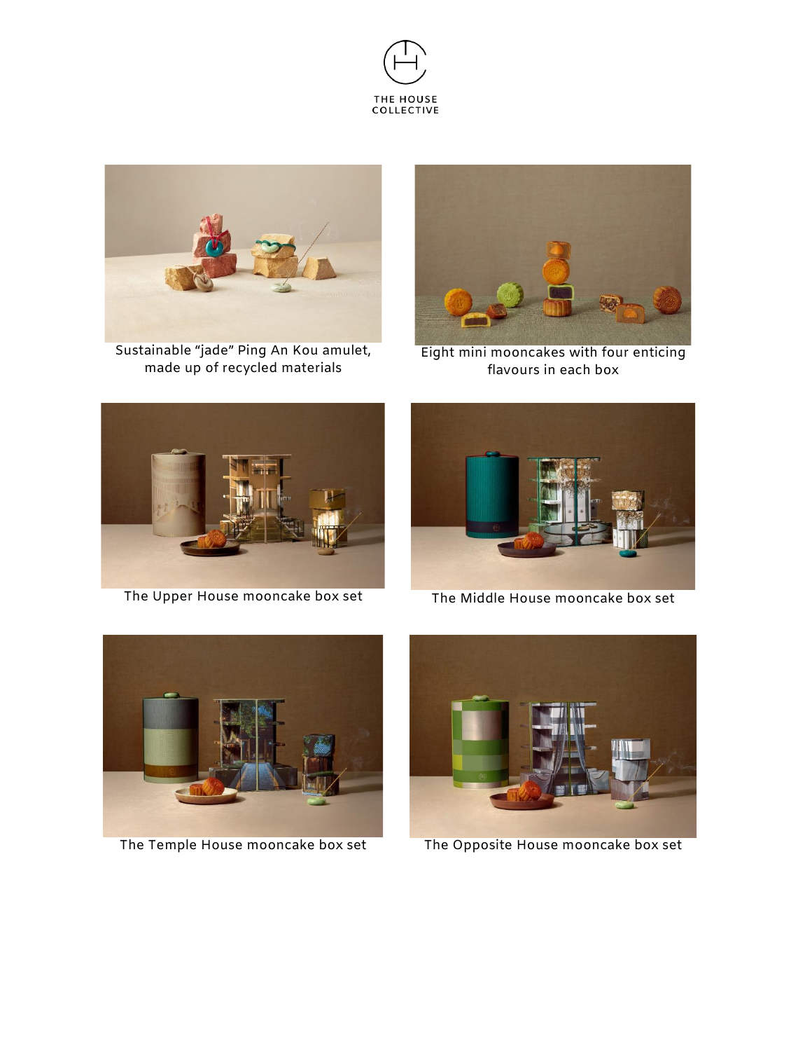Sustainable "jade" Ping An Kou amulet, made up of recycled materials

Eight mini mooncakes with four enticing flavours in each box

The Upper House mooncake box set

The Middle House mooncake box set

The Temple House mooncake box set

The Opposite House mooncake box set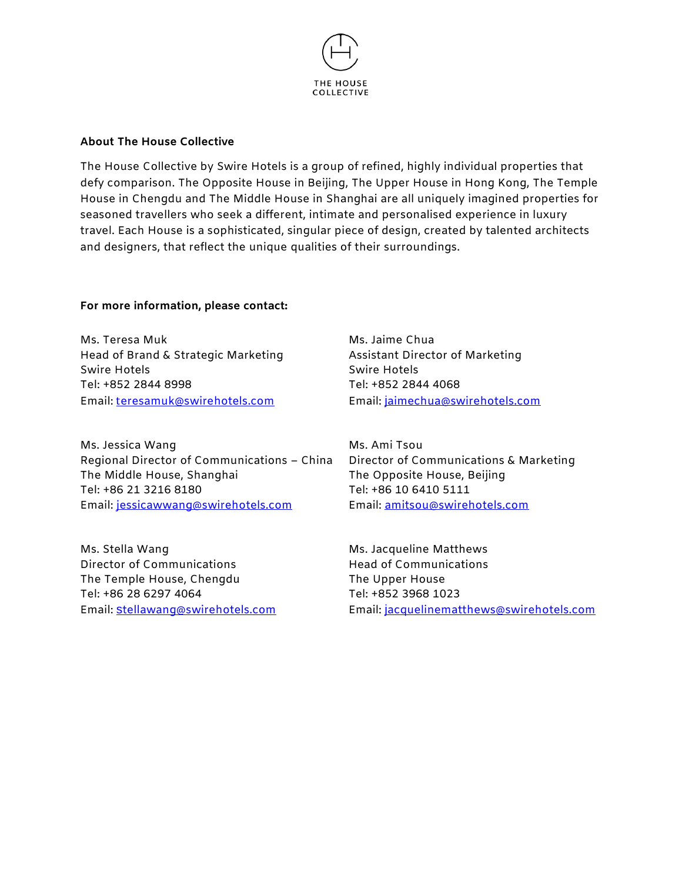THE HOUSE COLLECTIVE

**About The House Collective**

The House Collective by Swire Hotels is a group of refined, highly individual properties that defy comparison. The Opposite House in Beijing, The Upper House in Hong Kong, The Temple House in Chengdu and The Middle House in Shanghai are all uniquely imagined properties for seasoned travellers who seek a different, intimate and personalised experience in luxury travel. Each House is a sophisticated, singular piece of design, created by talented architects and designers, that reflect the unique qualities of their surroundings.

**For more information, please contact:**

Ms. Teresa Muk
Head of Brand & Strategic Marketing
Swire Hotels
Tel: +852 2844 8998
Email: teresamuk@swirehotels.com

Ms. Jaime Chua
Assistant Director of Marketing
Swire Hotels
Tel: +852 2844 4068
Email: jaimechua@swirehotels.com

Ms. Jessica Wang
Regional Director of Communications – China
The Middle House, Shanghai
Tel: +86 21 3216 8180
Email: jessicawwang@swirehotels.com

Ms. Ami Tsou
Director of Communications & Marketing
The Opposite House, Beijing
Tel: +86 10 6410 5111
Email: amitsou@swirehotels.com

Ms. Stella Wang
Director of Communications
The Temple House, Chengdu
Tel: +86 28 6297 4064
Email: stellawang@swirehotels.com

Ms. Jacqueline Matthews
Head of Communications
The Upper House
Tel: +852 3968 1023
Email: jacquelinematthews@swirehotels.com